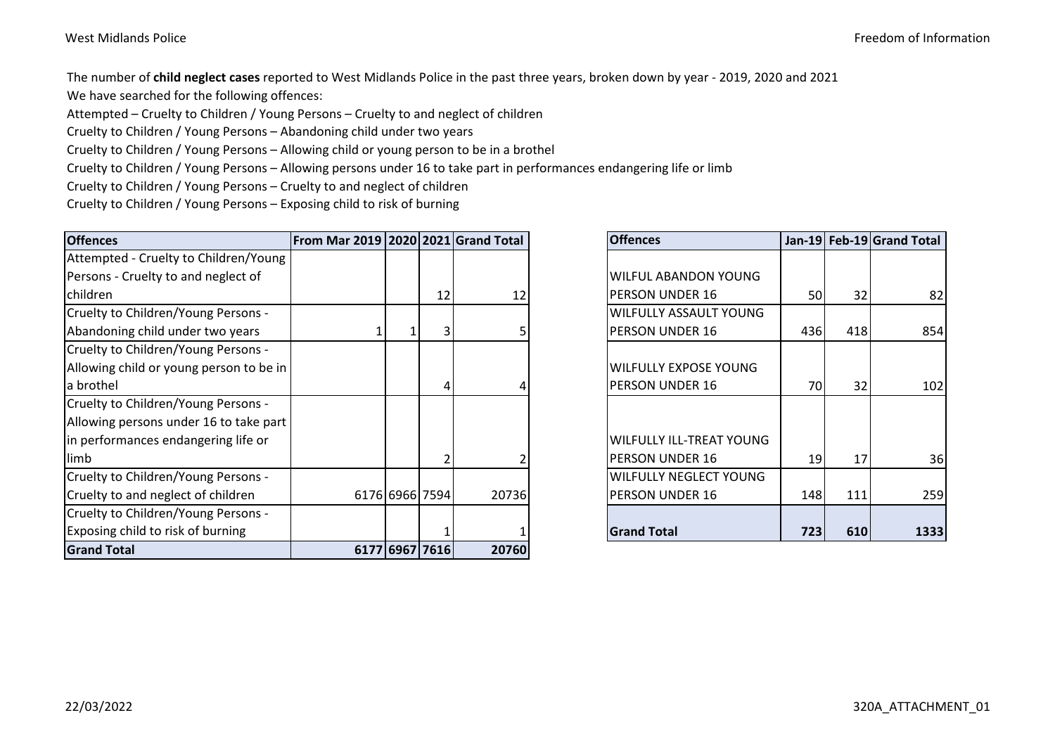The number of **child neglect cases** reported to West Midlands Police in the past three years, broken down by year - 2019, 2020 and 2021

We have searched for the following offences:

Attempted – Cruelty to Children / Young Persons – Cruelty to and neglect of children

Cruelty to Children / Young Persons – Abandoning child under two years

Cruelty to Children / Young Persons – Allowing child or young person to be in a brothel

Cruelty to Children / Young Persons – Allowing persons under 16 to take part in performances endangering life or limb

Cruelty to Children / Young Persons – Cruelty to and neglect of children

Cruelty to Children / Young Persons – Exposing child to risk of burning

| **Offences** | **From Mar 2019** | **2020** | **2021** | **Grand Total** |
|---|---|---|---|---|
| Attempted - Cruelty to Children/Young Persons - Cruelty to and neglect of children | | | 12 | 12 |
| Cruelty to Children/Young Persons - Abandoning child under two years | 1 | 1 | 3 | 5 |
| Cruelty to Children/Young Persons - Allowing child or young person to be in a brothel | | | 4 | 4 |
| Cruelty to Children/Young Persons - Allowing persons under 16 to take part in performances endangering life or limb | | | 2 | 2 |
| Cruelty to Children/Young Persons - Cruelty to and neglect of children | 6176 | 6966 | 7594 | 20736 |
| Cruelty to Children/Young Persons - Exposing child to risk of burning | | | 1 | 1 |
| **Grand Total** | **6177** | **6967** | **7616** | **20760** |

| **Offences** | **Jan-19** | **Feb-19** | **Grand Total** |
|---|---|---|---|
| WILFUL ABANDON YOUNG PERSON UNDER 16 | 50 | 32 | 82 |
| WILFULLY ASSAULT YOUNG PERSON UNDER 16 | 436 | 418 | 854 |
| WILFULLY EXPOSE YOUNG PERSON UNDER 16 | 70 | 32 | 102 |
| WILFULLY ILL-TREAT YOUNG PERSON UNDER 16 | 19 | 17 | 36 |
| WILFULLY NEGLECT YOUNG PERSON UNDER 16 | 148 | 111 | 259 |
| **Grand Total** | **723** | **610** | **1333** |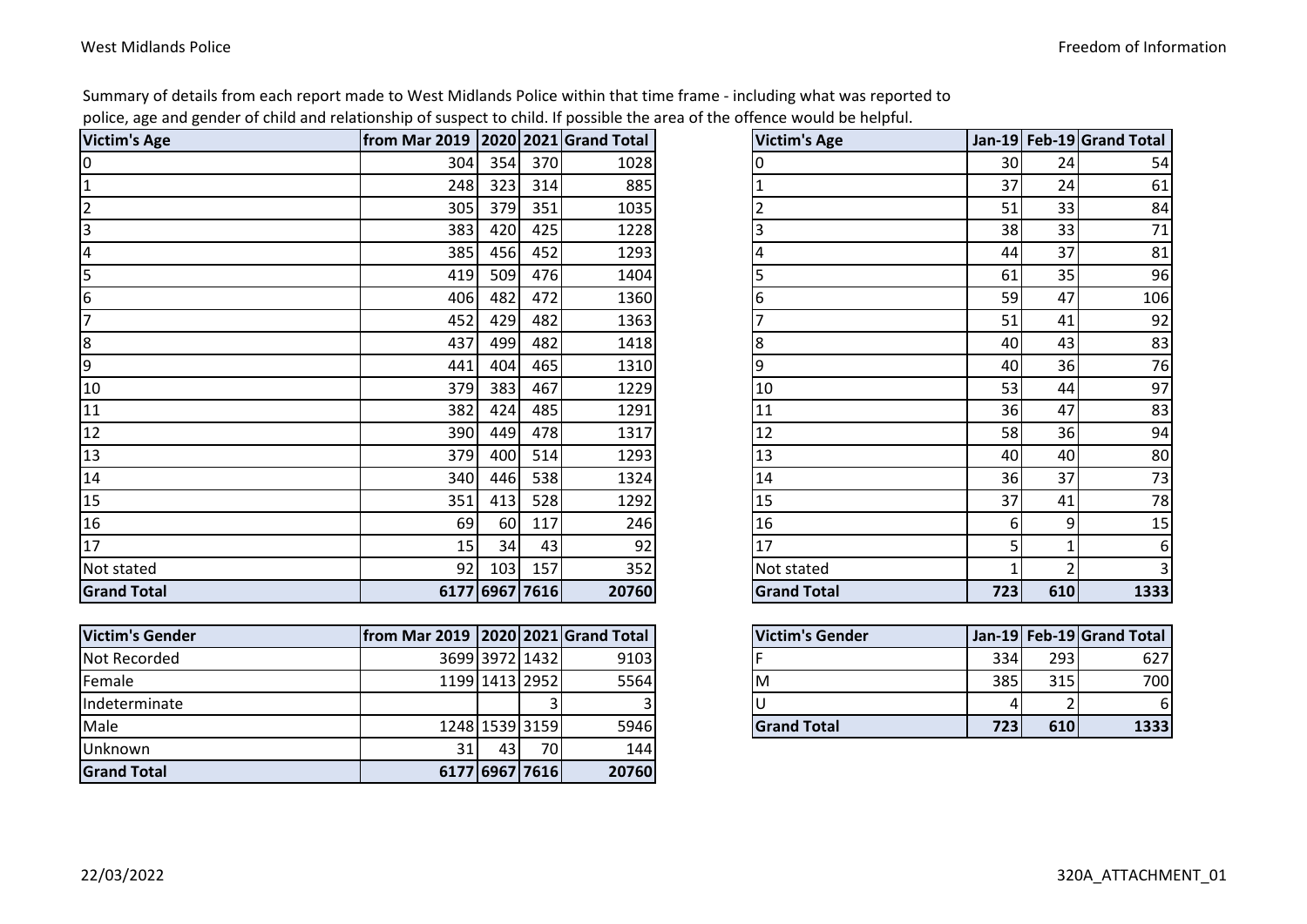Summary of details from each report made to West Midlands Police within that time frame - including what was reported to police, age and gender of child and relationship of suspect to child. If possible the area of the offence would be helpful.

| Victim's Age | from Mar 2019 | 2020 | 2021 | Grand Total |
|---|---|---|---|---|
| 0 | 304 | 354 | 370 | 1028 |
| 1 | 248 | 323 | 314 | 885 |
| 2 | 305 | 379 | 351 | 1035 |
| 3 | 383 | 420 | 425 | 1228 |
| 4 | 385 | 456 | 452 | 1293 |
| 5 | 419 | 509 | 476 | 1404 |
| 6 | 406 | 482 | 472 | 1360 |
| 7 | 452 | 429 | 482 | 1363 |
| 8 | 437 | 499 | 482 | 1418 |
| 9 | 441 | 404 | 465 | 1310 |
| 10 | 379 | 383 | 467 | 1229 |
| 11 | 382 | 424 | 485 | 1291 |
| 12 | 390 | 449 | 478 | 1317 |
| 13 | 379 | 400 | 514 | 1293 |
| 14 | 340 | 446 | 538 | 1324 |
| 15 | 351 | 413 | 528 | 1292 |
| 16 | 69 | 60 | 117 | 246 |
| 17 | 15 | 34 | 43 | 92 |
| Not stated | 92 | 103 | 157 | 352 |
| **Grand Total** | **6177** | **6967** | **7616** | **20760** |

| Victim's Age | Jan-19 | Feb-19 | Grand Total |
|---|---|---|---|
| 0 | 30 | 24 | 54 |
| 1 | 37 | 24 | 61 |
| 2 | 51 | 33 | 84 |
| 3 | 38 | 33 | 71 |
| 4 | 44 | 37 | 81 |
| 5 | 61 | 35 | 96 |
| 6 | 59 | 47 | 106 |
| 7 | 51 | 41 | 92 |
| 8 | 40 | 43 | 83 |
| 9 | 40 | 36 | 76 |
| 10 | 53 | 44 | 97 |
| 11 | 36 | 47 | 83 |
| 12 | 58 | 36 | 94 |
| 13 | 40 | 40 | 80 |
| 14 | 36 | 37 | 73 |
| 15 | 37 | 41 | 78 |
| 16 | 6 | 9 | 15 |
| 17 | 5 | 1 | 6 |
| Not stated | 1 | 2 | 3 |
| **Grand Total** | **723** | **610** | **1333** |

| Victim's Gender | from Mar 2019 | 2020 | 2021 | Grand Total |
|---|---|---|---|---|
| Not Recorded | 3699 | 3972 | 1432 | 9103 |
| Female | 1199 | 1413 | 2952 | 5564 |
| Indeterminate | | | 3 | 3 |
| Male | 1248 | 1539 | 3159 | 5946 |
| Unknown | 31 | 43 | 70 | 144 |
| **Grand Total** | **6177** | **6967** | **7616** | **20760** |

| Victim's Gender | Jan-19 | Feb-19 | Grand Total |
|---|---|---|---|
| F | 334 | 293 | 627 |
| M | 385 | 315 | 700 |
| U | 4 | 2 | 6 |
| **Grand Total** | **723** | **610** | **1333** |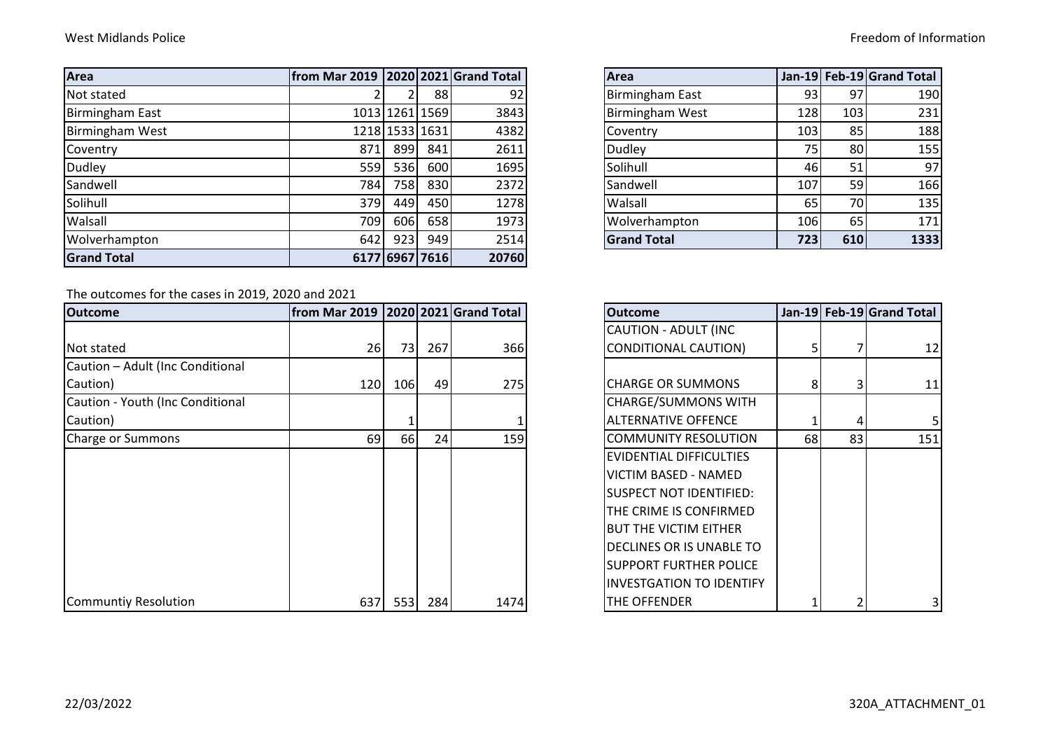| Area | from Mar 2019 | 2020 | 2021 | Grand Total |
|---|---|---|---|---|
| Not stated | 2 | 2 | 88 | 92 |
| Birmingham East | 1013 | 1261 | 1569 | 3843 |
| Birmingham West | 1218 | 1533 | 1631 | 4382 |
| Coventry | 871 | 899 | 841 | 2611 |
| Dudley | 559 | 536 | 600 | 1695 |
| Sandwell | 784 | 758 | 830 | 2372 |
| Solihull | 379 | 449 | 450 | 1278 |
| Walsall | 709 | 606 | 658 | 1973 |
| Wolverhampton | 642 | 923 | 949 | 2514 |
| **Grand Total** | **6177** | **6967** | **7616** | **20760** |

| Area | Jan-19 | Feb-19 | Grand Total |
|---|---|---|---|
| Birmingham East | 93 | 97 | 190 |
| Birmingham West | 128 | 103 | 231 |
| Coventry | 103 | 85 | 188 |
| Dudley | 75 | 80 | 155 |
| Solihull | 46 | 51 | 97 |
| Sandwell | 107 | 59 | 166 |
| Walsall | 65 | 70 | 135 |
| Wolverhampton | 106 | 65 | 171 |
| **Grand Total** | **723** | **610** | **1333** |

The outcomes for the cases in 2019, 2020 and 2021

| Outcome | from Mar 2019 | 2020 | 2021 | Grand Total |
|---|---|---|---|---|
| Not stated | 26 | 73 | 267 | 366 |
| Caution – Adult (Inc Conditional Caution) | 120 | 106 | 49 | 275 |
| Caution - Youth (Inc Conditional Caution) | | 1 | | 1 |
| Charge or Summons | 69 | 66 | 24 | 159 |
| Communtiy Resolution | 637 | 553 | 284 | 1474 |

| Outcome | Jan-19 | Feb-19 | Grand Total |
|---|---|---|---|
| CAUTION - ADULT (INC CONDITIONAL CAUTION) | 5 | 7 | 12 |
| CHARGE OR SUMMONS | 8 | 3 | 11 |
| CHARGE/SUMMONS WITH ALTERNATIVE OFFENCE | 1 | 4 | 5 |
| COMMUNITY RESOLUTION | 68 | 83 | 151 |
| EVIDENTIAL DIFFICULTIES VICTIM BASED - NAMED SUSPECT NOT IDENTIFIED: THE CRIME IS CONFIRMED BUT THE VICTIM EITHER DECLINES OR IS UNABLE TO SUPPORT FURTHER POLICE INVESTGATION TO IDENTIFY THE OFFENDER | 1 | 2 | 3 |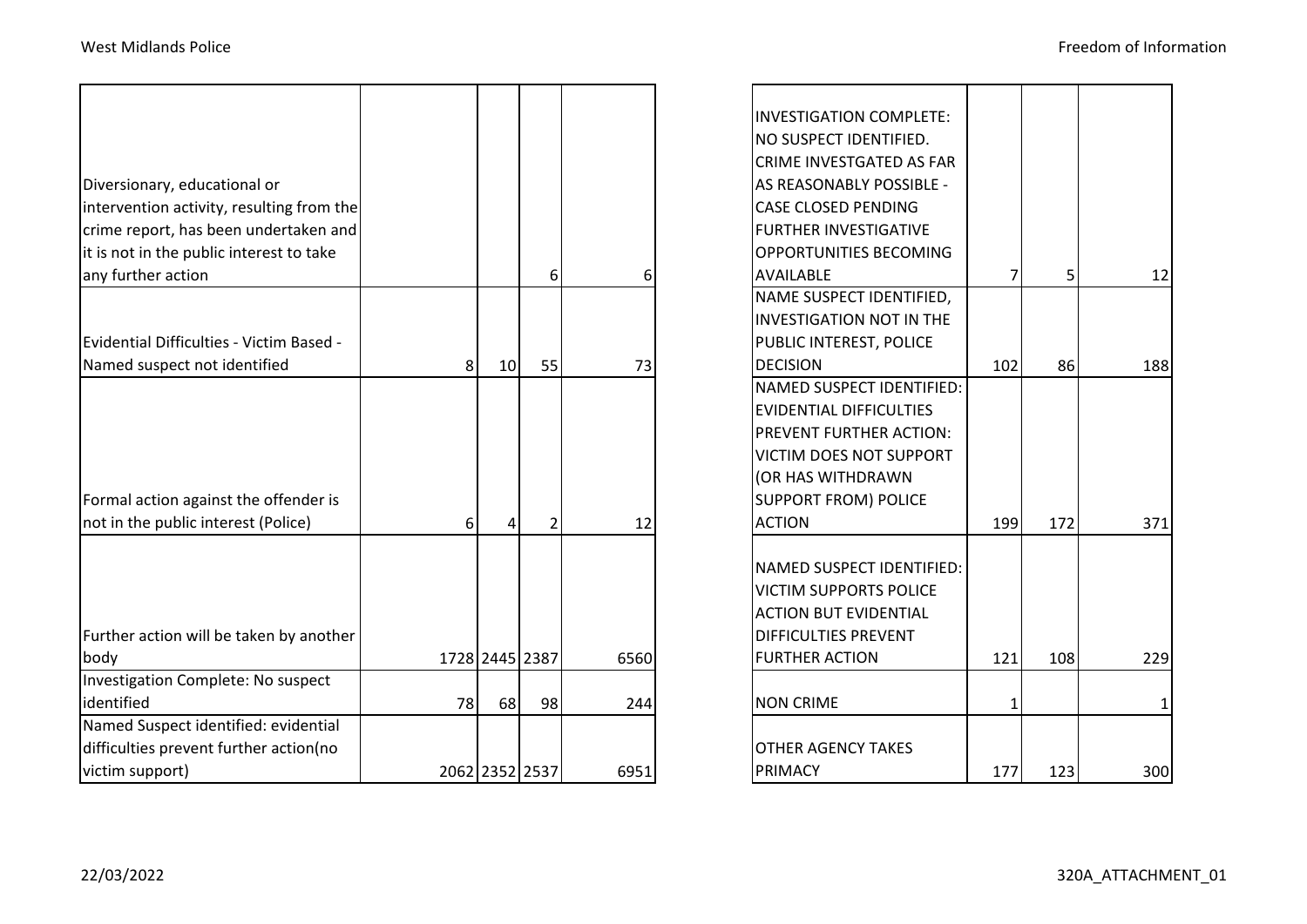| | | | | |
|---|---|---|---|---|
| Diversionary, educational or intervention activity, resulting from the crime report, has been undertaken and it is not in the public interest to take any further action | | | 6 | 6 |
| Evidential Difficulties - Victim Based - Named suspect not identified | 8 | 10 | 55 | 73 |
| Formal action against the offender is not in the public interest (Police) | 6 | 4 | 2 | 12 |
| Further action will be taken by another body | 1728 | 2445 | 2387 | 6560 |
| Investigation Complete: No suspect identified | 78 | 68 | 98 | 244 |
| Named Suspect identified: evidential difficulties prevent further action(no victim support) | 2062 | 2352 | 2537 | 6951 |

| | | | |
|---|---|---|---|
| INVESTIGATION COMPLETE: NO SUSPECT IDENTIFIED. CRIME INVESTGATED AS FAR AS REASONABLY POSSIBLE - CASE CLOSED PENDING FURTHER INVESTIGATIVE OPPORTUNITIES BECOMING AVAILABLE | 7 | 5 | 12 |
| NAME SUSPECT IDENTIFIED, INVESTIGATION NOT IN THE PUBLIC INTEREST, POLICE DECISION | 102 | 86 | 188 |
| NAMED SUSPECT IDENTIFIED: EVIDENTIAL DIFFICULTIES PREVENT FURTHER ACTION: VICTIM DOES NOT SUPPORT (OR HAS WITHDRAWN SUPPORT FROM) POLICE ACTION | 199 | 172 | 371 |
| NAMED SUSPECT IDENTIFIED: VICTIM SUPPORTS POLICE ACTION BUT EVIDENTIAL DIFFICULTIES PREVENT FURTHER ACTION | 121 | 108 | 229 |
| NON CRIME | 1 | | 1 |
| OTHER AGENCY TAKES PRIMACY | 177 | 123 | 300 |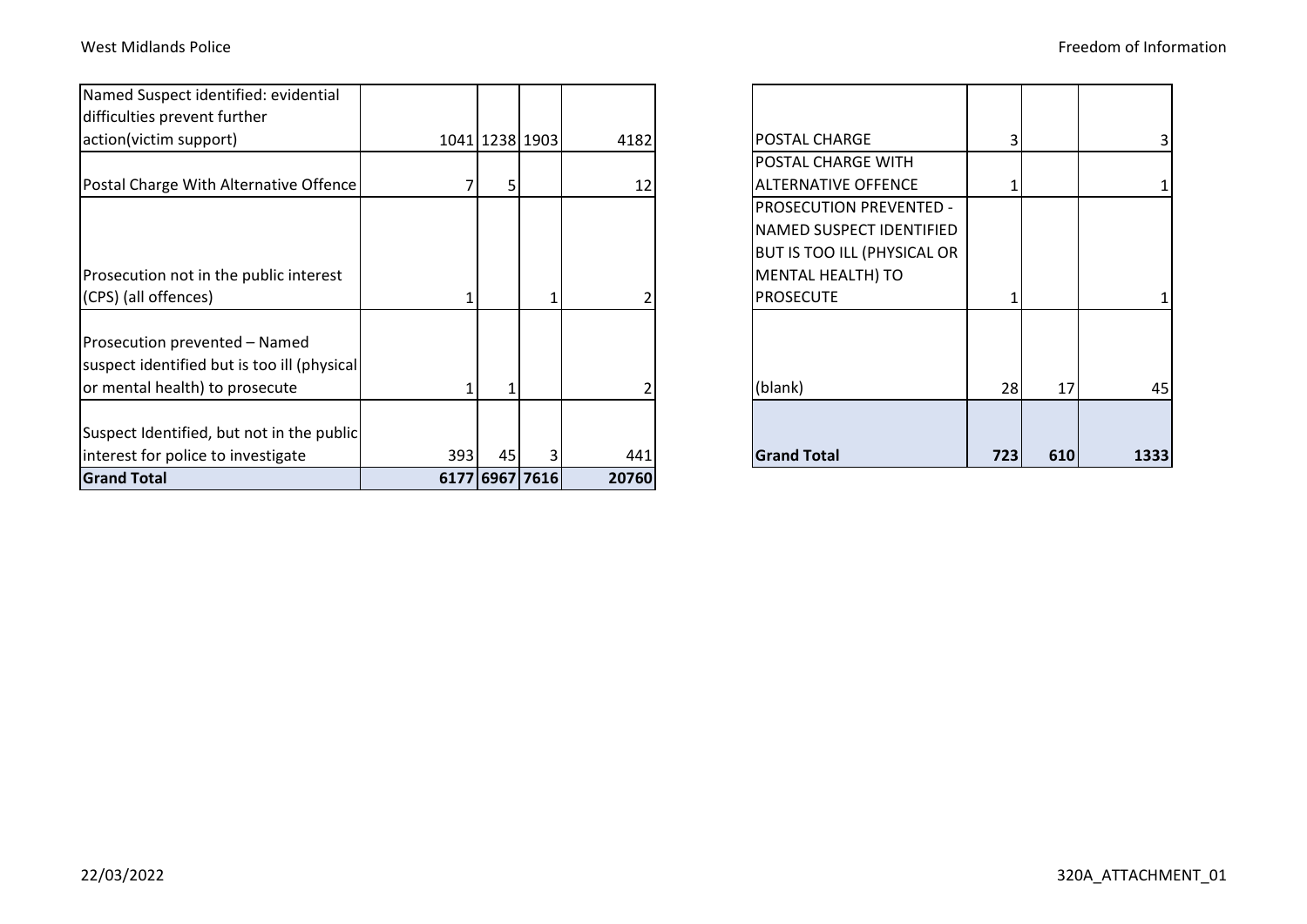| | | | | |
|---|---|---|---|---|
| Named Suspect identified: evidential difficulties prevent further action(victim support) | 1041 | 1238 | 1903 | 4182 |
| Postal Charge With Alternative Offence | 7 | 5 | | 12 |
| Prosecution not in the public interest (CPS) (all offences) | 1 | | 1 | 2 |
| Prosecution prevented – Named suspect identified but is too ill (physical or mental health) to prosecute | 1 | 1 | | 2 |
| Suspect Identified, but not in the public interest for police to investigate | 393 | 45 | 3 | 441 |
| **Grand Total** | **6177** | **6967** | **7616** | **20760** |

| | | | |
|---|---|---|---|
| POSTAL CHARGE | 3 | | 3 |
| POSTAL CHARGE WITH ALTERNATIVE OFFENCE | 1 | | 1 |
| PROSECUTION PREVENTED - NAMED SUSPECT IDENTIFIED BUT IS TOO ILL (PHYSICAL OR MENTAL HEALTH) TO PROSECUTE | 1 | | 1 |
| (blank) | 28 | 17 | 45 |
| **Grand Total** | **723** | **610** | **1333** |